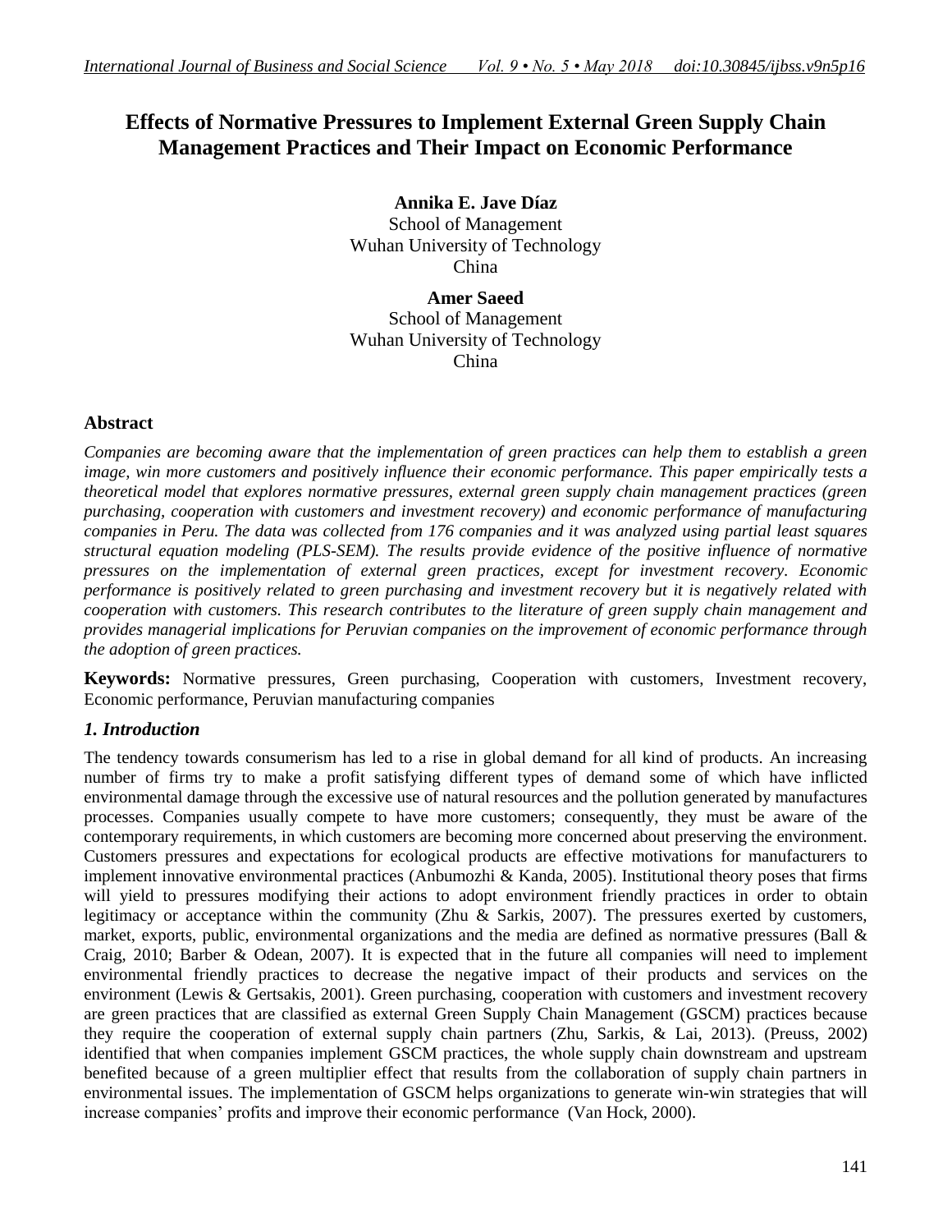# Effects of Normative Pressures to Implement External Green Supply Chain Management Practices and Their Impact on Economic Performance

**Annika E. Jave Díaz**
School of Management
Wuhan University of Technology
China

**Amer Saeed**
School of Management
Wuhan University of Technology
China

## Abstract

*Companies are becoming aware that the implementation of green practices can help them to establish a green image, win more customers and positively influence their economic performance. This paper empirically tests a theoretical model that explores normative pressures, external green supply chain management practices (green purchasing, cooperation with customers and investment recovery) and economic performance of manufacturing companies in Peru. The data was collected from 176 companies and it was analyzed using partial least squares structural equation modeling (PLS-SEM). The results provide evidence of the positive influence of normative pressures on the implementation of external green practices, except for investment recovery. Economic performance is positively related to green purchasing and investment recovery but it is negatively related with cooperation with customers. This research contributes to the literature of green supply chain management and provides managerial implications for Peruvian companies on the improvement of economic performance through the adoption of green practices.*

**Keywords:** Normative pressures, Green purchasing, Cooperation with customers, Investment recovery, Economic performance, Peruvian manufacturing companies

## *1. Introduction*

The tendency towards consumerism has led to a rise in global demand for all kind of products. An increasing number of firms try to make a profit satisfying different types of demand some of which have inflicted environmental damage through the excessive use of natural resources and the pollution generated by manufactures processes. Companies usually compete to have more customers; consequently, they must be aware of the contemporary requirements, in which customers are becoming more concerned about preserving the environment. Customers pressures and expectations for ecological products are effective motivations for manufacturers to implement innovative environmental practices (Anbumozhi & Kanda, 2005). Institutional theory poses that firms will yield to pressures modifying their actions to adopt environment friendly practices in order to obtain legitimacy or acceptance within the community (Zhu & Sarkis, 2007). The pressures exerted by customers, market, exports, public, environmental organizations and the media are defined as normative pressures (Ball & Craig, 2010; Barber & Odean, 2007). It is expected that in the future all companies will need to implement environmental friendly practices to decrease the negative impact of their products and services on the environment (Lewis & Gertsakis, 2001). Green purchasing, cooperation with customers and investment recovery are green practices that are classified as external Green Supply Chain Management (GSCM) practices because they require the cooperation of external supply chain partners (Zhu, Sarkis, & Lai, 2013). (Preuss, 2002) identified that when companies implement GSCM practices, the whole supply chain downstream and upstream benefited because of a green multiplier effect that results from the collaboration of supply chain partners in environmental issues. The implementation of GSCM helps organizations to generate win-win strategies that will increase companies' profits and improve their economic performance (Van Hock, 2000).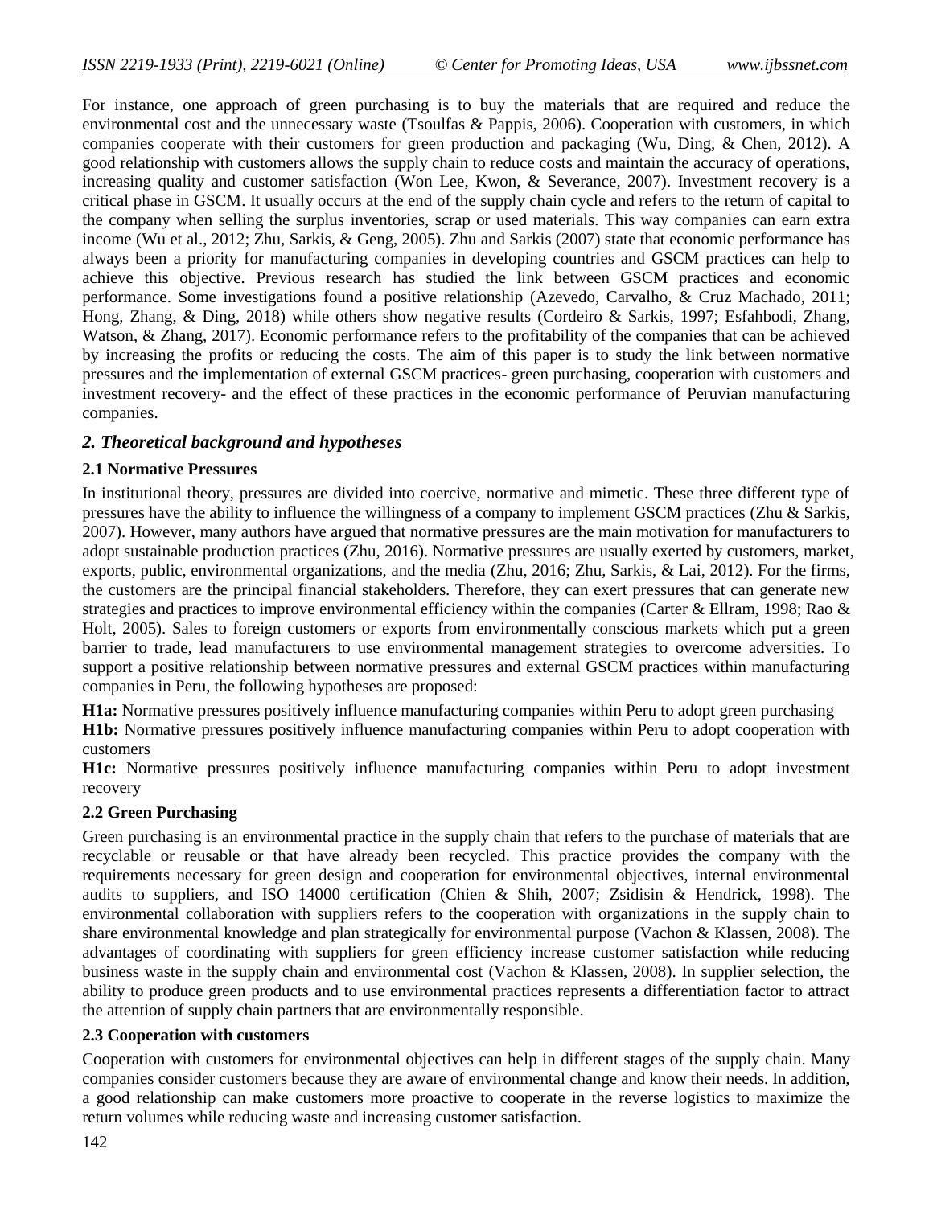For instance, one approach of green purchasing is to buy the materials that are required and reduce the environmental cost and the unnecessary waste (Tsoulfas & Pappis, 2006). Cooperation with customers, in which companies cooperate with their customers for green production and packaging (Wu, Ding, & Chen, 2012). A good relationship with customers allows the supply chain to reduce costs and maintain the accuracy of operations, increasing quality and customer satisfaction (Won Lee, Kwon, & Severance, 2007). Investment recovery is a critical phase in GSCM. It usually occurs at the end of the supply chain cycle and refers to the return of capital to the company when selling the surplus inventories, scrap or used materials. This way companies can earn extra income (Wu et al., 2012; Zhu, Sarkis, & Geng, 2005). Zhu and Sarkis (2007) state that economic performance has always been a priority for manufacturing companies in developing countries and GSCM practices can help to achieve this objective. Previous research has studied the link between GSCM practices and economic performance. Some investigations found a positive relationship (Azevedo, Carvalho, & Cruz Machado, 2011; Hong, Zhang, & Ding, 2018) while others show negative results (Cordeiro & Sarkis, 1997; Esfahbodi, Zhang, Watson, & Zhang, 2017). Economic performance refers to the profitability of the companies that can be achieved by increasing the profits or reducing the costs. The aim of this paper is to study the link between normative pressures and the implementation of external GSCM practices- green purchasing, cooperation with customers and investment recovery- and the effect of these practices in the economic performance of Peruvian manufacturing companies.

## *2. Theoretical background and hypotheses*

### 2.1 Normative Pressures

In institutional theory, pressures are divided into coercive, normative and mimetic. These three different type of pressures have the ability to influence the willingness of a company to implement GSCM practices (Zhu & Sarkis, 2007). However, many authors have argued that normative pressures are the main motivation for manufacturers to adopt sustainable production practices (Zhu, 2016). Normative pressures are usually exerted by customers, market, exports, public, environmental organizations, and the media (Zhu, 2016; Zhu, Sarkis, & Lai, 2012). For the firms, the customers are the principal financial stakeholders. Therefore, they can exert pressures that can generate new strategies and practices to improve environmental efficiency within the companies (Carter & Ellram, 1998; Rao & Holt, 2005). Sales to foreign customers or exports from environmentally conscious markets which put a green barrier to trade, lead manufacturers to use environmental management strategies to overcome adversities. To support a positive relationship between normative pressures and external GSCM practices within manufacturing companies in Peru, the following hypotheses are proposed:

**H1a:** Normative pressures positively influence manufacturing companies within Peru to adopt green purchasing

**H1b:** Normative pressures positively influence manufacturing companies within Peru to adopt cooperation with customers

**H1c:** Normative pressures positively influence manufacturing companies within Peru to adopt investment recovery

### 2.2 Green Purchasing

Green purchasing is an environmental practice in the supply chain that refers to the purchase of materials that are recyclable or reusable or that have already been recycled. This practice provides the company with the requirements necessary for green design and cooperation for environmental objectives, internal environmental audits to suppliers, and ISO 14000 certification (Chien & Shih, 2007; Zsidisin & Hendrick, 1998). The environmental collaboration with suppliers refers to the cooperation with organizations in the supply chain to share environmental knowledge and plan strategically for environmental purpose (Vachon & Klassen, 2008). The advantages of coordinating with suppliers for green efficiency increase customer satisfaction while reducing business waste in the supply chain and environmental cost (Vachon & Klassen, 2008). In supplier selection, the ability to produce green products and to use environmental practices represents a differentiation factor to attract the attention of supply chain partners that are environmentally responsible.

### 2.3 Cooperation with customers

Cooperation with customers for environmental objectives can help in different stages of the supply chain. Many companies consider customers because they are aware of environmental change and know their needs. In addition, a good relationship can make customers more proactive to cooperate in the reverse logistics to maximize the return volumes while reducing waste and increasing customer satisfaction.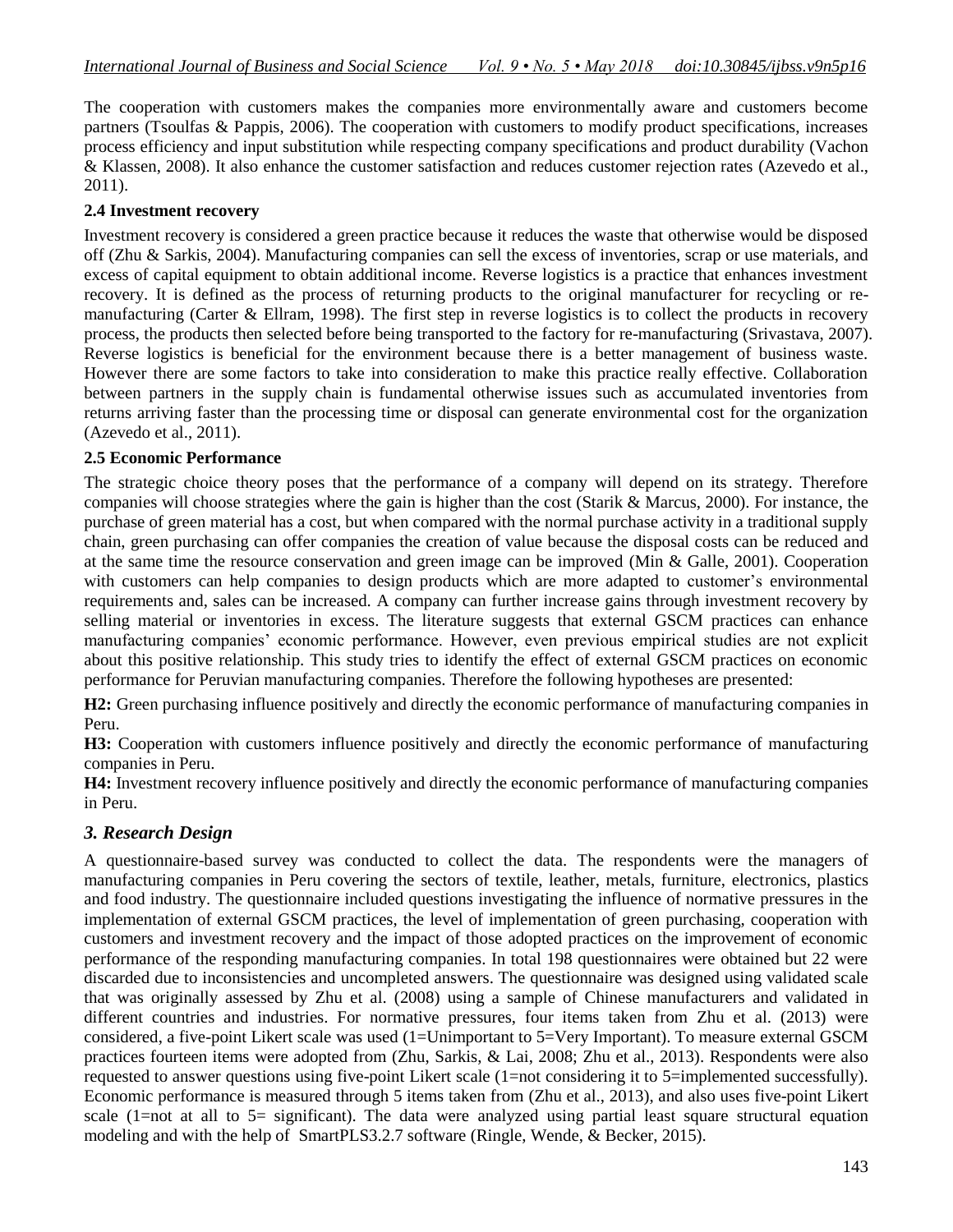The cooperation with customers makes the companies more environmentally aware and customers become partners (Tsoulfas & Pappis, 2006). The cooperation with customers to modify product specifications, increases process efficiency and input substitution while respecting company specifications and product durability (Vachon & Klassen, 2008). It also enhance the customer satisfaction and reduces customer rejection rates (Azevedo et al., 2011).

### 2.4 Investment recovery

Investment recovery is considered a green practice because it reduces the waste that otherwise would be disposed off (Zhu & Sarkis, 2004). Manufacturing companies can sell the excess of inventories, scrap or use materials, and excess of capital equipment to obtain additional income. Reverse logistics is a practice that enhances investment recovery. It is defined as the process of returning products to the original manufacturer for recycling or re-manufacturing (Carter & Ellram, 1998). The first step in reverse logistics is to collect the products in recovery process, the products then selected before being transported to the factory for re-manufacturing (Srivastava, 2007). Reverse logistics is beneficial for the environment because there is a better management of business waste. However there are some factors to take into consideration to make this practice really effective. Collaboration between partners in the supply chain is fundamental otherwise issues such as accumulated inventories from returns arriving faster than the processing time or disposal can generate environmental cost for the organization (Azevedo et al., 2011).

### 2.5 Economic Performance

The strategic choice theory poses that the performance of a company will depend on its strategy. Therefore companies will choose strategies where the gain is higher than the cost (Starik & Marcus, 2000). For instance, the purchase of green material has a cost, but when compared with the normal purchase activity in a traditional supply chain, green purchasing can offer companies the creation of value because the disposal costs can be reduced and at the same time the resource conservation and green image can be improved (Min & Galle, 2001). Cooperation with customers can help companies to design products which are more adapted to customer's environmental requirements and, sales can be increased. A company can further increase gains through investment recovery by selling material or inventories in excess. The literature suggests that external GSCM practices can enhance manufacturing companies' economic performance. However, even previous empirical studies are not explicit about this positive relationship. This study tries to identify the effect of external GSCM practices on economic performance for Peruvian manufacturing companies. Therefore the following hypotheses are presented:

**H2:** Green purchasing influence positively and directly the economic performance of manufacturing companies in Peru.

**H3:** Cooperation with customers influence positively and directly the economic performance of manufacturing companies in Peru.

**H4:** Investment recovery influence positively and directly the economic performance of manufacturing companies in Peru.

## *3. Research Design*

A questionnaire-based survey was conducted to collect the data. The respondents were the managers of manufacturing companies in Peru covering the sectors of textile, leather, metals, furniture, electronics, plastics and food industry. The questionnaire included questions investigating the influence of normative pressures in the implementation of external GSCM practices, the level of implementation of green purchasing, cooperation with customers and investment recovery and the impact of those adopted practices on the improvement of economic performance of the responding manufacturing companies. In total 198 questionnaires were obtained but 22 were discarded due to inconsistencies and uncompleted answers. The questionnaire was designed using validated scale that was originally assessed by Zhu et al. (2008) using a sample of Chinese manufacturers and validated in different countries and industries. For normative pressures, four items taken from Zhu et al. (2013) were considered, a five-point Likert scale was used (1=Unimportant to 5=Very Important). To measure external GSCM practices fourteen items were adopted from (Zhu, Sarkis, & Lai, 2008; Zhu et al., 2013). Respondents were also requested to answer questions using five-point Likert scale (1=not considering it to 5=implemented successfully). Economic performance is measured through 5 items taken from (Zhu et al., 2013), and also uses five-point Likert scale (1=not at all to 5= significant). The data were analyzed using partial least square structural equation modeling and with the help of SmartPLS3.2.7 software (Ringle, Wende, & Becker, 2015).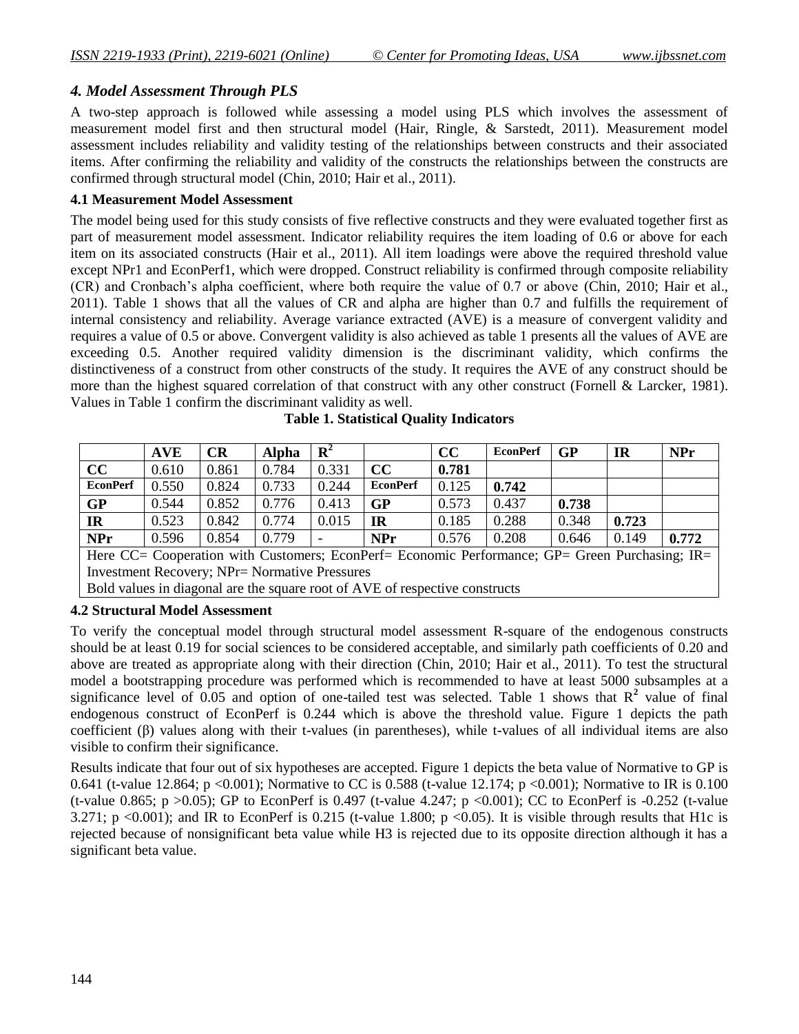### *4. Model Assessment Through PLS*

A two-step approach is followed while assessing a model using PLS which involves the assessment of measurement model first and then structural model (Hair, Ringle, & Sarstedt, 2011). Measurement model assessment includes reliability and validity testing of the relationships between constructs and their associated items. After confirming the reliability and validity of the constructs the relationships between the constructs are confirmed through structural model (Chin, 2010; Hair et al., 2011).

#### 4.1 Measurement Model Assessment

The model being used for this study consists of five reflective constructs and they were evaluated together first as part of measurement model assessment. Indicator reliability requires the item loading of 0.6 or above for each item on its associated constructs (Hair et al., 2011). All item loadings were above the required threshold value except NPr1 and EconPerf1, which were dropped. Construct reliability is confirmed through composite reliability (CR) and Cronbach's alpha coefficient, where both require the value of 0.7 or above (Chin, 2010; Hair et al., 2011). Table 1 shows that all the values of CR and alpha are higher than 0.7 and fulfills the requirement of internal consistency and reliability. Average variance extracted (AVE) is a measure of convergent validity and requires a value of 0.5 or above. Convergent validity is also achieved as table 1 presents all the values of AVE are exceeding 0.5. Another required validity dimension is the discriminant validity, which confirms the distinctiveness of a construct from other constructs of the study. It requires the AVE of any construct should be more than the highest squared correlation of that construct with any other construct (Fornell & Larcker, 1981). Values in Table 1 confirm the discriminant validity as well.

**Table 1. Statistical Quality Indicators**

| | AVE | CR | Alpha | $R^2$ | | CC | EconPerf | GP | IR | NPr |
|---|---|---|---|---|---|---|---|---|---|---|
| **CC** | 0.610 | 0.861 | 0.784 | 0.331 | **CC** | **0.781** | | | | |
| **EconPerf** | 0.550 | 0.824 | 0.733 | 0.244 | **EconPerf** | 0.125 | **0.742** | | | |
| **GP** | 0.544 | 0.852 | 0.776 | 0.413 | **GP** | 0.573 | 0.437 | **0.738** | | |
| **IR** | 0.523 | 0.842 | 0.774 | 0.015 | **IR** | 0.185 | 0.288 | 0.348 | **0.723** | |
| **NPr** | 0.596 | 0.854 | 0.779 | - | **NPr** | 0.576 | 0.208 | 0.646 | 0.149 | **0.772** |

Here CC= Cooperation with Customers; EconPerf= Economic Performance; GP= Green Purchasing; IR= Investment Recovery; NPr= Normative Pressures

Bold values in diagonal are the square root of AVE of respective constructs

#### 4.2 Structural Model Assessment

To verify the conceptual model through structural model assessment R-square of the endogenous constructs should be at least 0.19 for social sciences to be considered acceptable, and similarly path coefficients of 0.20 and above are treated as appropriate along with their direction (Chin, 2010; Hair et al., 2011). To test the structural model a bootstrapping procedure was performed which is recommended to have at least 5000 subsamples at a significance level of 0.05 and option of one-tailed test was selected. Table 1 shows that $R^2$ value of final endogenous construct of EconPerf is 0.244 which is above the threshold value. Figure 1 depicts the path coefficient (β) values along with their t-values (in parentheses), while t-values of all individual items are also visible to confirm their significance.

Results indicate that four out of six hypotheses are accepted. Figure 1 depicts the beta value of Normative to GP is 0.641 (t-value 12.864; $p < 0.001$); Normative to CC is 0.588 (t-value 12.174; $p < 0.001$); Normative to IR is 0.100 (t-value 0.865; $p > 0.05$); GP to EconPerf is 0.497 (t-value 4.247; $p < 0.001$); CC to EconPerf is -0.252 (t-value 3.271; $p < 0.001$); and IR to EconPerf is 0.215 (t-value 1.800; $p < 0.05$). It is visible through results that H1c is rejected because of nonsignificant beta value while H3 is rejected due to its opposite direction although it has a significant beta value.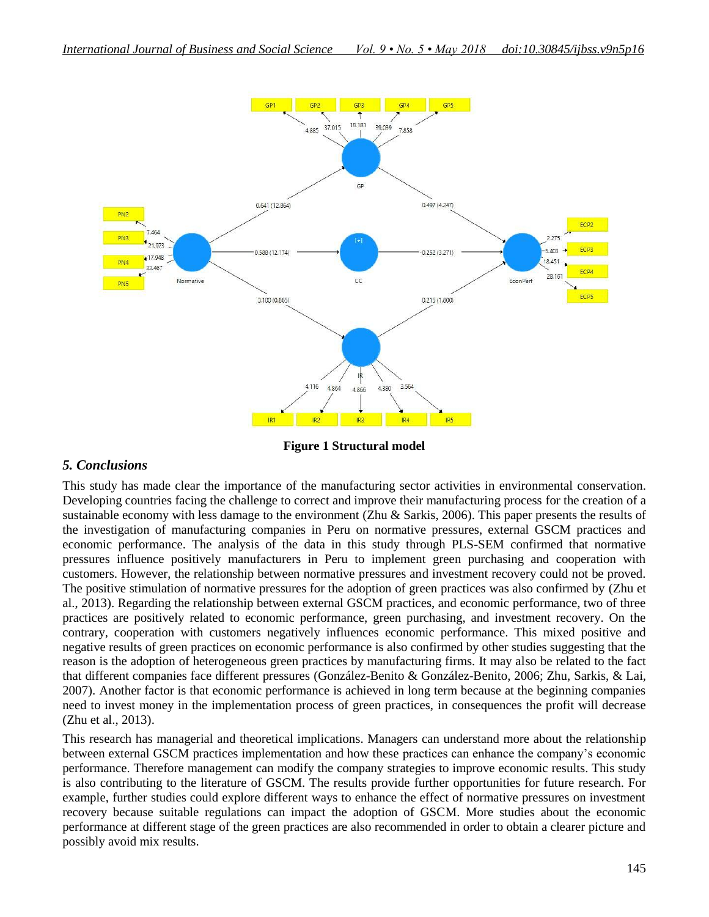Figure 1 Structural model

## 5. Conclusions

This study has made clear the importance of the manufacturing sector activities in environmental conservation. Developing countries facing the challenge to correct and improve their manufacturing process for the creation of a sustainable economy with less damage to the environment (Zhu & Sarkis, 2006). This paper presents the results of the investigation of manufacturing companies in Peru on normative pressures, external GSCM practices and economic performance. The analysis of the data in this study through PLS-SEM confirmed that normative pressures influence positively manufacturers in Peru to implement green purchasing and cooperation with customers. However, the relationship between normative pressures and investment recovery could not be proved. The positive stimulation of normative pressures for the adoption of green practices was also confirmed by (Zhu et al., 2013). Regarding the relationship between external GSCM practices, and economic performance, two of three practices are positively related to economic performance, green purchasing, and investment recovery. On the contrary, cooperation with customers negatively influences economic performance. This mixed positive and negative results of green practices on economic performance is also confirmed by other studies suggesting that the reason is the adoption of heterogeneous green practices by manufacturing firms. It may also be related to the fact that different companies face different pressures (González-Benito & González-Benito, 2006; Zhu, Sarkis, & Lai, 2007). Another factor is that economic performance is achieved in long term because at the beginning companies need to invest money in the implementation process of green practices, in consequences the profit will decrease (Zhu et al., 2013).

This research has managerial and theoretical implications. Managers can understand more about the relationship between external GSCM practices implementation and how these practices can enhance the company's economic performance. Therefore management can modify the company strategies to improve economic results. This study is also contributing to the literature of GSCM. The results provide further opportunities for future research. For example, further studies could explore different ways to enhance the effect of normative pressures on investment recovery because suitable regulations can impact the adoption of GSCM. More studies about the economic performance at different stage of the green practices are also recommended in order to obtain a clearer picture and possibly avoid mix results.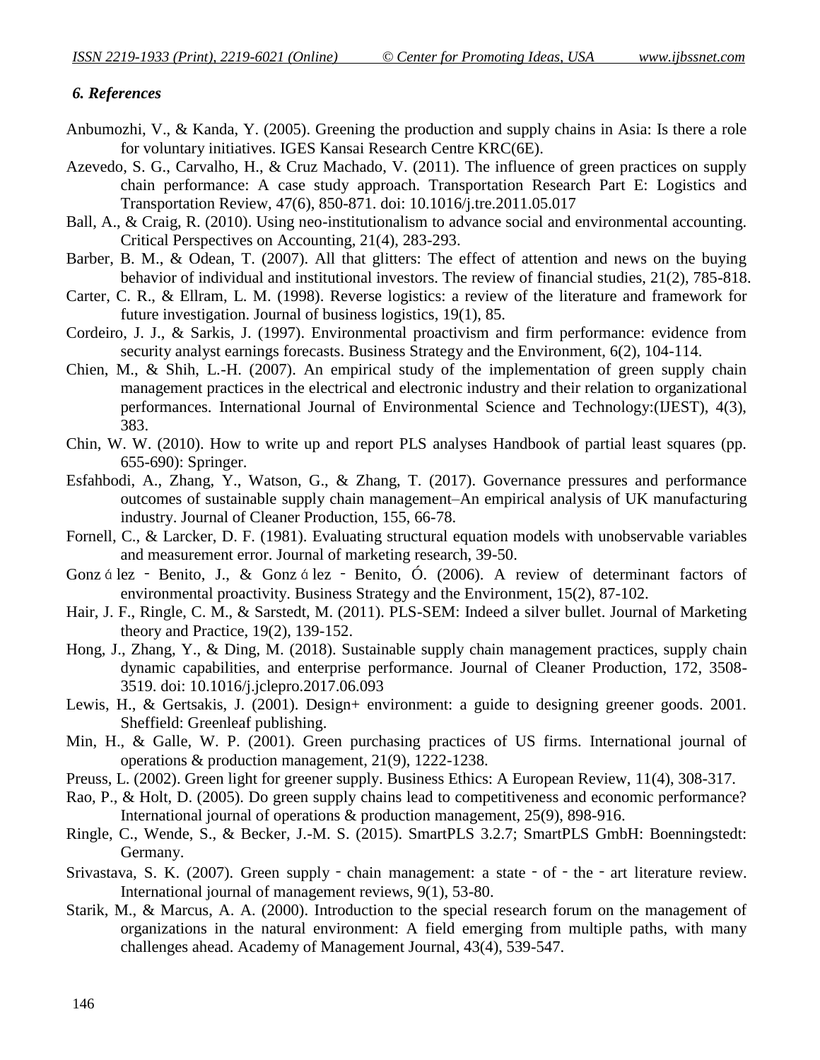### *6. References*

Anbumozhi, V., & Kanda, Y. (2005). Greening the production and supply chains in Asia: Is there a role for voluntary initiatives. IGES Kansai Research Centre KRC(6E).

Azevedo, S. G., Carvalho, H., & Cruz Machado, V. (2011). The influence of green practices on supply chain performance: A case study approach. Transportation Research Part E: Logistics and Transportation Review, 47(6), 850-871. doi: 10.1016/j.tre.2011.05.017

Ball, A., & Craig, R. (2010). Using neo-institutionalism to advance social and environmental accounting. Critical Perspectives on Accounting, 21(4), 283-293.

Barber, B. M., & Odean, T. (2007). All that glitters: The effect of attention and news on the buying behavior of individual and institutional investors. The review of financial studies, 21(2), 785-818.

Carter, C. R., & Ellram, L. M. (1998). Reverse logistics: a review of the literature and framework for future investigation. Journal of business logistics, 19(1), 85.

Cordeiro, J. J., & Sarkis, J. (1997). Environmental proactivism and firm performance: evidence from security analyst earnings forecasts. Business Strategy and the Environment, 6(2), 104-114.

Chien, M., & Shih, L.-H. (2007). An empirical study of the implementation of green supply chain management practices in the electrical and electronic industry and their relation to organizational performances. International Journal of Environmental Science and Technology:(IJEST), 4(3), 383.

Chin, W. W. (2010). How to write up and report PLS analyses Handbook of partial least squares (pp. 655-690): Springer.

Esfahbodi, A., Zhang, Y., Watson, G., & Zhang, T. (2017). Governance pressures and performance outcomes of sustainable supply chain management–An empirical analysis of UK manufacturing industry. Journal of Cleaner Production, 155, 66-78.

Fornell, C., & Larcker, D. F. (1981). Evaluating structural equation models with unobservable variables and measurement error. Journal of marketing research, 39-50.

González‐Benito, J., & González‐Benito, Ó. (2006). A review of determinant factors of environmental proactivity. Business Strategy and the Environment, 15(2), 87-102.

Hair, J. F., Ringle, C. M., & Sarstedt, M. (2011). PLS-SEM: Indeed a silver bullet. Journal of Marketing theory and Practice, 19(2), 139-152.

Hong, J., Zhang, Y., & Ding, M. (2018). Sustainable supply chain management practices, supply chain dynamic capabilities, and enterprise performance. Journal of Cleaner Production, 172, 3508-3519. doi: 10.1016/j.jclepro.2017.06.093

Lewis, H., & Gertsakis, J. (2001). Design+ environment: a guide to designing greener goods. 2001. Sheffield: Greenleaf publishing.

Min, H., & Galle, W. P. (2001). Green purchasing practices of US firms. International journal of operations & production management, 21(9), 1222-1238.

Preuss, L. (2002). Green light for greener supply. Business Ethics: A European Review, 11(4), 308-317.

Rao, P., & Holt, D. (2005). Do green supply chains lead to competitiveness and economic performance? International journal of operations & production management, 25(9), 898-916.

Ringle, C., Wende, S., & Becker, J.-M. S. (2015). SmartPLS 3.2.7; SmartPLS GmbH: Boenningstedt: Germany.

Srivastava, S. K. (2007). Green supply‐chain management: a state‐of‐the‐art literature review. International journal of management reviews, 9(1), 53-80.

Starik, M., & Marcus, A. A. (2000). Introduction to the special research forum on the management of organizations in the natural environment: A field emerging from multiple paths, with many challenges ahead. Academy of Management Journal, 43(4), 539-547.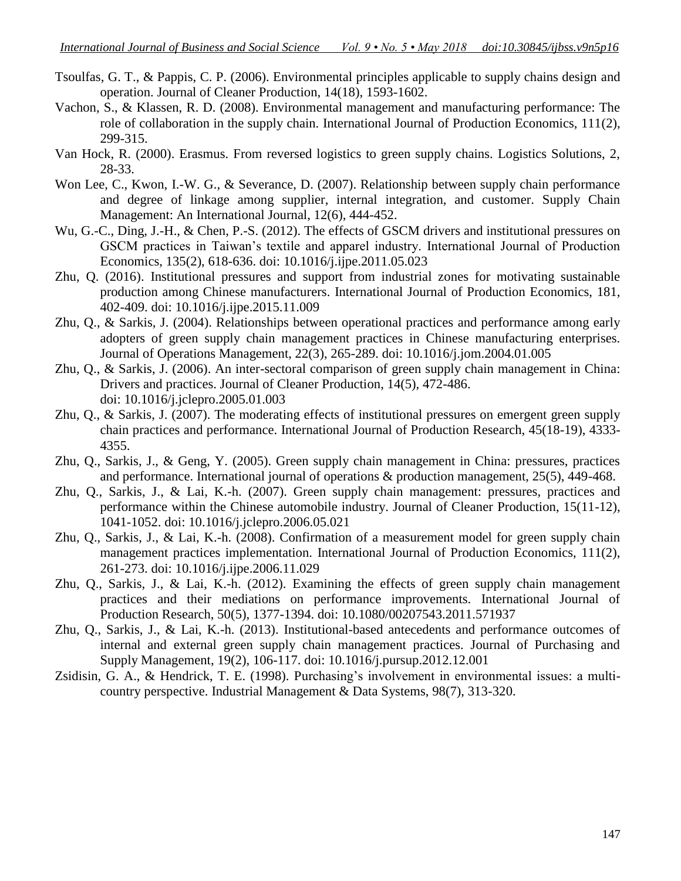Tsoulfas, G. T., & Pappis, C. P. (2006). Environmental principles applicable to supply chains design and operation. Journal of Cleaner Production, 14(18), 1593-1602.

Vachon, S., & Klassen, R. D. (2008). Environmental management and manufacturing performance: The role of collaboration in the supply chain. International Journal of Production Economics, 111(2), 299-315.

Van Hock, R. (2000). Erasmus. From reversed logistics to green supply chains. Logistics Solutions, 2, 28-33.

Won Lee, C., Kwon, I.-W. G., & Severance, D. (2007). Relationship between supply chain performance and degree of linkage among supplier, internal integration, and customer. Supply Chain Management: An International Journal, 12(6), 444-452.

Wu, G.-C., Ding, J.-H., & Chen, P.-S. (2012). The effects of GSCM drivers and institutional pressures on GSCM practices in Taiwan's textile and apparel industry. International Journal of Production Economics, 135(2), 618-636. doi: 10.1016/j.ijpe.2011.05.023

Zhu, Q. (2016). Institutional pressures and support from industrial zones for motivating sustainable production among Chinese manufacturers. International Journal of Production Economics, 181, 402-409. doi: 10.1016/j.ijpe.2015.11.009

Zhu, Q., & Sarkis, J. (2004). Relationships between operational practices and performance among early adopters of green supply chain management practices in Chinese manufacturing enterprises. Journal of Operations Management, 22(3), 265-289. doi: 10.1016/j.jom.2004.01.005

Zhu, Q., & Sarkis, J. (2006). An inter-sectoral comparison of green supply chain management in China: Drivers and practices. Journal of Cleaner Production, 14(5), 472-486. doi: 10.1016/j.jclepro.2005.01.003

Zhu, Q., & Sarkis, J. (2007). The moderating effects of institutional pressures on emergent green supply chain practices and performance. International Journal of Production Research, 45(18-19), 4333-4355.

Zhu, Q., Sarkis, J., & Geng, Y. (2005). Green supply chain management in China: pressures, practices and performance. International journal of operations & production management, 25(5), 449-468.

Zhu, Q., Sarkis, J., & Lai, K.-h. (2007). Green supply chain management: pressures, practices and performance within the Chinese automobile industry. Journal of Cleaner Production, 15(11-12), 1041-1052. doi: 10.1016/j.jclepro.2006.05.021

Zhu, Q., Sarkis, J., & Lai, K.-h. (2008). Confirmation of a measurement model for green supply chain management practices implementation. International Journal of Production Economics, 111(2), 261-273. doi: 10.1016/j.ijpe.2006.11.029

Zhu, Q., Sarkis, J., & Lai, K.-h. (2012). Examining the effects of green supply chain management practices and their mediations on performance improvements. International Journal of Production Research, 50(5), 1377-1394. doi: 10.1080/00207543.2011.571937

Zhu, Q., Sarkis, J., & Lai, K.-h. (2013). Institutional-based antecedents and performance outcomes of internal and external green supply chain management practices. Journal of Purchasing and Supply Management, 19(2), 106-117. doi: 10.1016/j.pursup.2012.12.001

Zsidisin, G. A., & Hendrick, T. E. (1998). Purchasing's involvement in environmental issues: a multi-country perspective. Industrial Management & Data Systems, 98(7), 313-320.